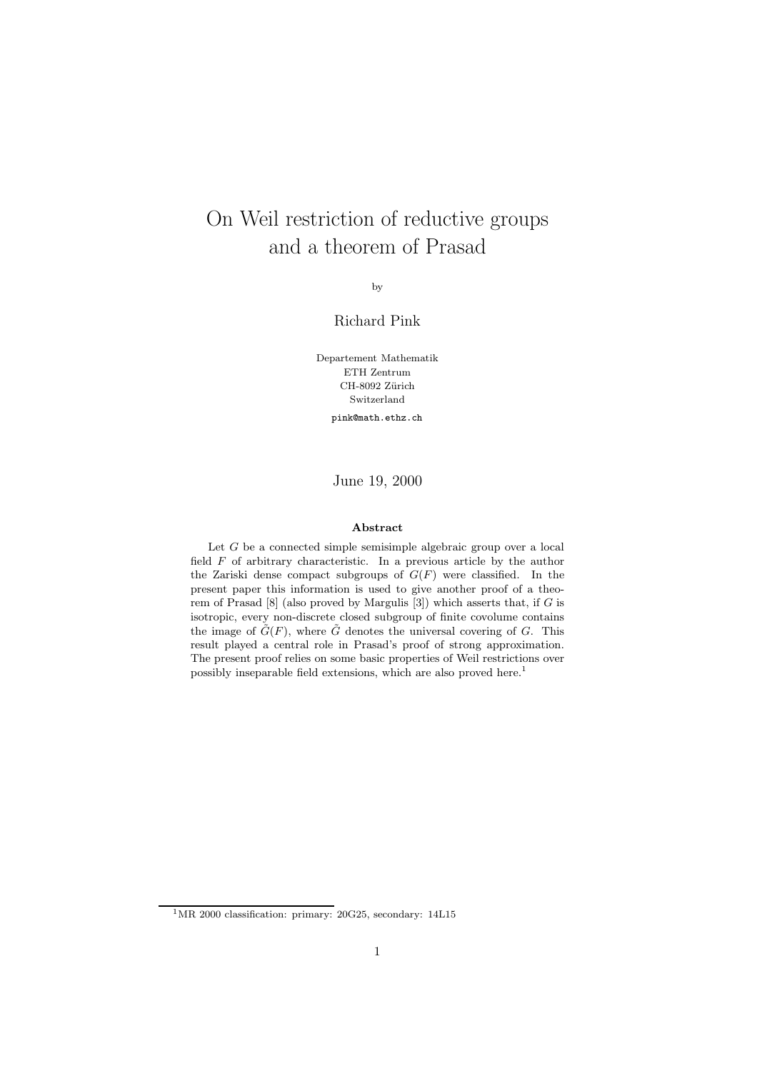# On Weil restriction of reductive groups and a theorem of Prasad

by

Richard Pink

Departement Mathematik
ETH Zentrum
CH-8092 Zürich
Switzerland

pink@math.ethz.ch

June 19, 2000

### Abstract

Let $G$ be a connected simple semisimple algebraic group over a local field $F$ of arbitrary characteristic. In a previous article by the author the Zariski dense compact subgroups of $G(F)$ were classified. In the present paper this information is used to give another proof of a theorem of Prasad [8] (also proved by Margulis [3]) which asserts that, if $G$ is isotropic, every non-discrete closed subgroup of finite covolume contains the image of $\tilde{G}(F)$, where $\tilde{G}$ denotes the universal covering of $G$. This result played a central role in Prasad's proof of strong approximation. The present proof relies on some basic properties of Weil restrictions over possibly inseparable field extensions, which are also proved here.[1]

---

[1] MR 2000 classification: primary: 20G25, secondary: 14L15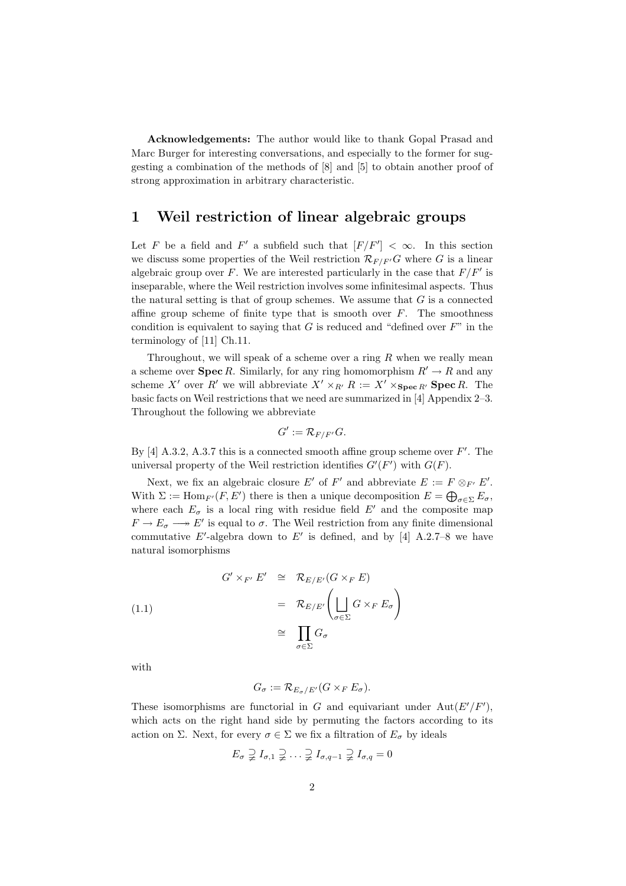**Acknowledgements:** The author would like to thank Gopal Prasad and Marc Burger for interesting conversations, and especially to the former for suggesting a combination of the methods of [8] and [5] to obtain another proof of strong approximation in arbitrary characteristic.

# 1 Weil restriction of linear algebraic groups

Let $F$ be a field and $F'$ a subfield such that $[F/F'] < \infty$. In this section we discuss some properties of the Weil restriction $\mathcal{R}_{F/F'}G$ where $G$ is a linear algebraic group over $F$. We are interested particularly in the case that $F/F'$ is inseparable, where the Weil restriction involves some infinitesimal aspects. Thus the natural setting is that of group schemes. We assume that $G$ is a connected affine group scheme of finite type that is smooth over $F$. The smoothness condition is equivalent to saying that $G$ is reduced and "defined over $F$" in the terminology of [11] Ch.11.

Throughout, we will speak of a scheme over a ring $R$ when we really mean a scheme over $\mathbf{Spec}\, R$. Similarly, for any ring homomorphism $R' \to R$ and any scheme $X'$ over $R'$ we will abbreviate $X' \times_{R'} R := X' \times_{\mathbf{Spec}\, R'} \mathbf{Spec}\, R$. The basic facts on Weil restrictions that we need are summarized in [4] Appendix 2–3. Throughout the following we abbreviate

$$G' := \mathcal{R}_{F/F'}G.$$

By [4] A.3.2, A.3.7 this is a connected smooth affine group scheme over $F'$. The universal property of the Weil restriction identifies $G'(F')$ with $G(F)$.

Next, we fix an algebraic closure $E'$ of $F'$ and abbreviate $E := F \otimes_{F'} E'$. With $\Sigma := \mathrm{Hom}_{F'}(F, E')$ there is then a unique decomposition $E = \bigoplus_{\sigma \in \Sigma} E_\sigma$, where each $E_\sigma$ is a local ring with residue field $E'$ and the composite map $F \to E_\sigma \twoheadrightarrow E'$ is equal to $\sigma$. The Weil restriction from any finite dimensional commutative $E'$-algebra down to $E'$ is defined, and by [4] A.2.7–8 we have natural isomorphisms

$$\begin{aligned}
G' \times_{F'} E' &\cong \mathcal{R}_{E/E'}(G \times_F E) \\
&= \mathcal{R}_{E/E'}\left( \bigsqcup_{\sigma \in \Sigma} G \times_F E_\sigma \right) \qquad (1.1)\\
&\cong \prod_{\sigma \in \Sigma} G_\sigma
\end{aligned}$$

with

$$G_\sigma := \mathcal{R}_{E_\sigma/E'}(G \times_F E_\sigma).$$

These isomorphisms are functorial in $G$ and equivariant under $\mathrm{Aut}(E'/F')$, which acts on the right hand side by permuting the factors according to its action on $\Sigma$. Next, for every $\sigma \in \Sigma$ we fix a filtration of $E_\sigma$ by ideals

$$E_\sigma \supsetneqq I_{\sigma,1} \supsetneqq \ldots \supsetneqq I_{\sigma,q-1} \supsetneqq I_{\sigma,q} = 0$$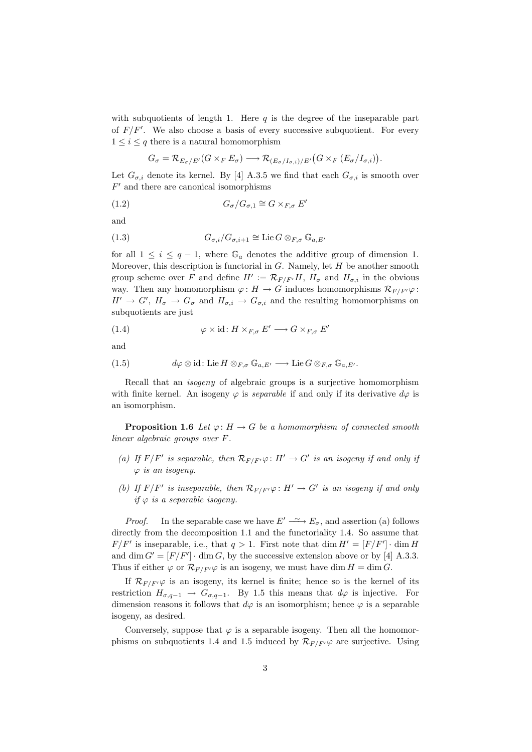with subquotients of length 1. Here $q$ is the degree of the inseparable part of $F/F'$. We also choose a basis of every successive subquotient. For every $1 \leq i \leq q$ there is a natural homomorphism

$$G_\sigma = \mathcal{R}_{E_\sigma/E'}(G \times_F E_\sigma) \longrightarrow \mathcal{R}_{(E_\sigma/I_{\sigma,i})/E'}\big(G \times_F (E_\sigma/I_{\sigma,i})\big).$$

Let $G_{\sigma,i}$ denote its kernel. By [4] A.3.5 we find that each $G_{\sigma,i}$ is smooth over $F'$ and there are canonical isomorphisms

$$G_\sigma/G_{\sigma,1} \cong G \times_{F,\sigma} E' \tag{1.2}$$

and

$$G_{\sigma,i}/G_{\sigma,i+1} \cong \operatorname{Lie} G \otimes_{F,\sigma} \mathbb{G}_{a,E'} \tag{1.3}$$

for all $1 \leq i \leq q-1$, where $\mathbb{G}_a$ denotes the additive group of dimension 1. Moreover, this description is functorial in $G$. Namely, let $H$ be another smooth group scheme over $F$ and define $H' := \mathcal{R}_{F/F'}H$, $H_\sigma$ and $H_{\sigma,i}$ in the obvious way. Then any homomorphism $\varphi\colon H \to G$ induces homomorphisms $\mathcal{R}_{F/F'}\varphi\colon H' \to G'$, $H_\sigma \to G_\sigma$ and $H_{\sigma,i} \to G_{\sigma,i}$ and the resulting homomorphisms on subquotients are just

$$\varphi \times \mathrm{id}\colon H \times_{F,\sigma} E' \longrightarrow G \times_{F,\sigma} E' \tag{1.4}$$

and

$$d\varphi \otimes \mathrm{id}\colon \operatorname{Lie} H \otimes_{F,\sigma} \mathbb{G}_{a,E'} \longrightarrow \operatorname{Lie} G \otimes_{F,\sigma} \mathbb{G}_{a,E'}. \tag{1.5}$$

Recall that an *isogeny* of algebraic groups is a surjective homomorphism with finite kernel. An isogeny $\varphi$ is *separable* if and only if its derivative $d\varphi$ is an isomorphism.

**Proposition 1.6** *Let $\varphi\colon H \to G$ be a homomorphism of connected smooth linear algebraic groups over $F$.*

*(a) If $F/F'$ is separable, then $\mathcal{R}_{F/F'}\varphi\colon H' \to G'$ is an isogeny if and only if $\varphi$ is an isogeny.*

*(b) If $F/F'$ is inseparable, then $\mathcal{R}_{F/F'}\varphi\colon H' \to G'$ is an isogeny if and only if $\varphi$ is a separable isogeny.*

*Proof.* In the separable case we have $E' \xrightarrow{\sim} E_\sigma$, and assertion (a) follows directly from the decomposition 1.1 and the functoriality 1.4. So assume that $F/F'$ is inseparable, i.e., that $q > 1$. First note that $\dim H' = [F/F'] \cdot \dim H$ and $\dim G' = [F/F'] \cdot \dim G$, by the successive extension above or by [4] A.3.3. Thus if either $\varphi$ or $\mathcal{R}_{F/F'}\varphi$ is an isogeny, we must have $\dim H = \dim G$.

If $\mathcal{R}_{F/F'}\varphi$ is an isogeny, its kernel is finite; hence so is the kernel of its restriction $H_{\sigma,q-1} \to G_{\sigma,q-1}$. By 1.5 this means that $d\varphi$ is injective. For dimension reasons it follows that $d\varphi$ is an isomorphism; hence $\varphi$ is a separable isogeny, as desired.

Conversely, suppose that $\varphi$ is a separable isogeny. Then all the homomorphisms on subquotients 1.4 and 1.5 induced by $\mathcal{R}_{F/F'}\varphi$ are surjective. Using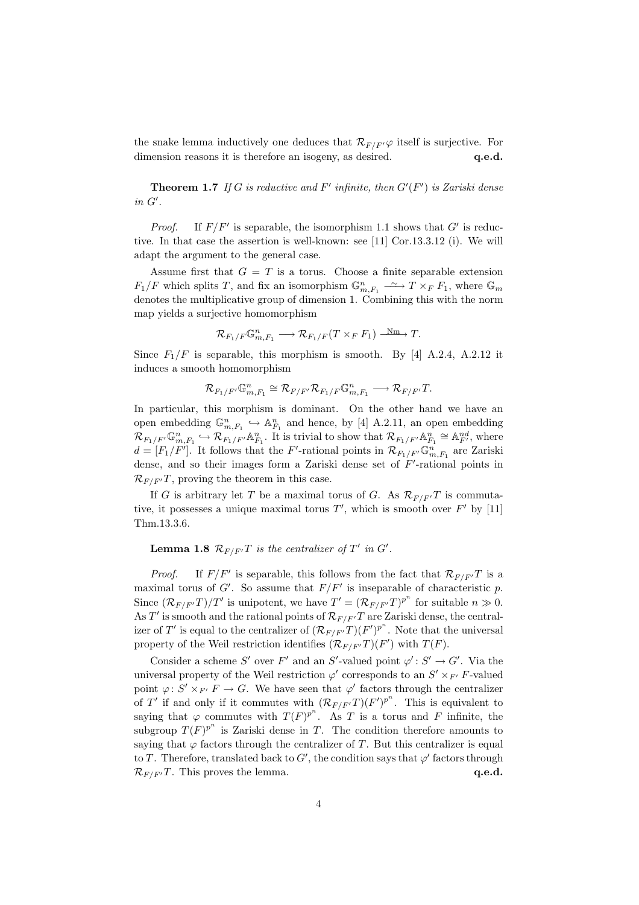the snake lemma inductively one deduces that $\mathcal{R}_{F/F'}\varphi$ itself is surjective. For dimension reasons it is therefore an isogeny, as desired. **q.e.d.**

**Theorem 1.7** *If $G$ is reductive and $F'$ infinite, then $G'(F')$ is Zariski dense in $G'$.*

*Proof.* If $F/F'$ is separable, the isomorphism 1.1 shows that $G'$ is reductive. In that case the assertion is well-known: see [11] Cor.13.3.12 (i). We will adapt the argument to the general case.

Assume first that $G = T$ is a torus. Choose a finite separable extension $F_1/F$ which splits $T$, and fix an isomorphism $\mathbb{G}_{m,F_1}^n \xrightarrow{\sim} T \times_F F_1$, where $\mathbb{G}_m$ denotes the multiplicative group of dimension 1. Combining this with the norm map yields a surjective homomorphism

$$\mathcal{R}_{F_1/F}\mathbb{G}_{m,F_1}^n \longrightarrow \mathcal{R}_{F_1/F}(T \times_F F_1) \xrightarrow{\text{Nm}} T.$$

Since $F_1/F$ is separable, this morphism is smooth. By [4] A.2.4, A.2.12 it induces a smooth homomorphism

$$\mathcal{R}_{F_1/F'}\mathbb{G}_{m,F_1}^n \cong \mathcal{R}_{F/F'}\mathcal{R}_{F_1/F}\mathbb{G}_{m,F_1}^n \longrightarrow \mathcal{R}_{F/F'}T.$$

In particular, this morphism is dominant. On the other hand we have an open embedding $\mathbb{G}_{m,F_1}^n \hookrightarrow \mathbb{A}_{F_1}^n$ and hence, by [4] A.2.11, an open embedding $\mathcal{R}_{F_1/F'}\mathbb{G}_{m,F_1}^n \hookrightarrow \mathcal{R}_{F_1/F'}\mathbb{A}_{F_1}^n$. It is trivial to show that $\mathcal{R}_{F_1/F'}\mathbb{A}_{F_1}^n \cong \mathbb{A}_{F'}^{nd}$, where $d = [F_1/F']$. It follows that the $F'$-rational points in $\mathcal{R}_{F_1/F'}\mathbb{G}_{m,F_1}^n$ are Zariski dense, and so their images form a Zariski dense set of $F'$-rational points in $\mathcal{R}_{F/F'}T$, proving the theorem in this case.

If $G$ is arbitrary let $T$ be a maximal torus of $G$. As $\mathcal{R}_{F/F'}T$ is commutative, it possesses a unique maximal torus $T'$, which is smooth over $F'$ by [11] Thm.13.3.6.

**Lemma 1.8** *$\mathcal{R}_{F/F'}T$ is the centralizer of $T'$ in $G'$.*

*Proof.* If $F/F'$ is separable, this follows from the fact that $\mathcal{R}_{F/F'}T$ is a maximal torus of $G'$. So assume that $F/F'$ is inseparable of characteristic $p$. Since $(\mathcal{R}_{F/F'}T)/T'$ is unipotent, we have $T' = (\mathcal{R}_{F/F'}T)^{p^n}$ for suitable $n \gg 0$. As $T'$ is smooth and the rational points of $\mathcal{R}_{F/F'}T$ are Zariski dense, the centralizer of $T'$ is equal to the centralizer of $(\mathcal{R}_{F/F'}T)(F')^{p^n}$. Note that the universal property of the Weil restriction identifies $(\mathcal{R}_{F/F'}T)(F')$ with $T(F)$.

Consider a scheme $S'$ over $F'$ and an $S'$-valued point $\varphi' \colon S' \to G'$. Via the universal property of the Weil restriction $\varphi'$ corresponds to an $S' \times_{F'} F$-valued point $\varphi \colon S' \times_{F'} F \to G$. We have seen that $\varphi'$ factors through the centralizer of $T'$ if and only if it commutes with $(\mathcal{R}_{F/F'}T)(F')^{p^n}$. This is equivalent to saying that $\varphi$ commutes with $T(F)^{p^n}$. As $T$ is a torus and $F$ infinite, the subgroup $T(F)^{p^n}$ is Zariski dense in $T$. The condition therefore amounts to saying that $\varphi$ factors through the centralizer of $T$. But this centralizer is equal to $T$. Therefore, translated back to $G'$, the condition says that $\varphi'$ factors through $\mathcal{R}_{F/F'}T$. This proves the lemma. **q.e.d.**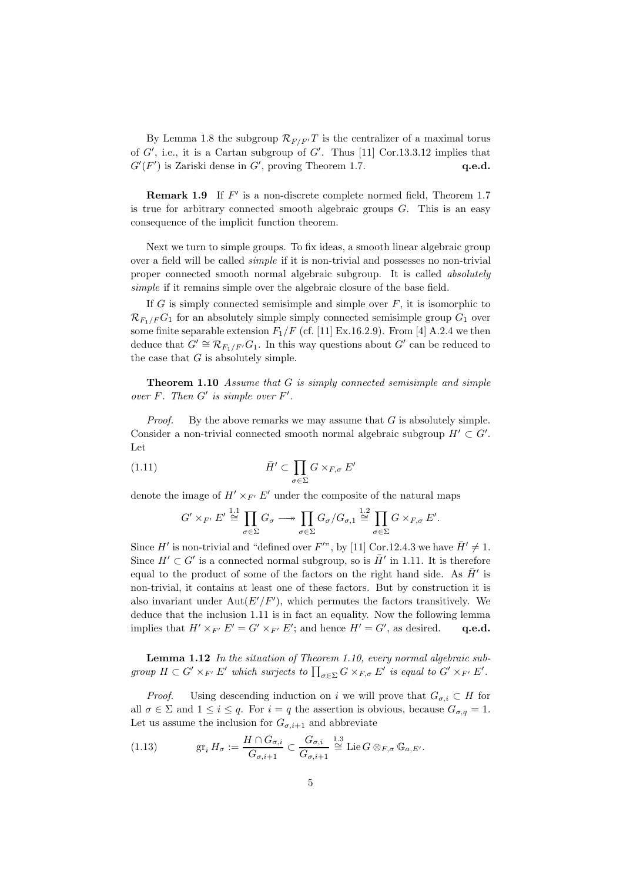By Lemma 1.8 the subgroup $\mathcal{R}_{F/F'}T$ is the centralizer of a maximal torus of $G'$, i.e., it is a Cartan subgroup of $G'$. Thus [11] Cor.13.3.12 implies that $G'(F')$ is Zariski dense in $G'$, proving Theorem 1.7. **q.e.d.**

**Remark 1.9** If $F'$ is a non-discrete complete normed field, Theorem 1.7 is true for arbitrary connected smooth algebraic groups $G$. This is an easy consequence of the implicit function theorem.

Next we turn to simple groups. To fix ideas, a smooth linear algebraic group over a field will be called *simple* if it is non-trivial and possesses no non-trivial proper connected smooth normal algebraic subgroup. It is called *absolutely simple* if it remains simple over the algebraic closure of the base field.

If $G$ is simply connected semisimple and simple over $F$, it is isomorphic to $\mathcal{R}_{F_1/F}G_1$ for an absolutely simple simply connected semisimple group $G_1$ over some finite separable extension $F_1/F$ (cf. [11] Ex.16.2.9). From [4] A.2.4 we then deduce that $G' \cong \mathcal{R}_{F_1/F'}G_1$. In this way questions about $G'$ can be reduced to the case that $G$ is absolutely simple.

**Theorem 1.10** *Assume that $G$ is simply connected semisimple and simple over $F$. Then $G'$ is simple over $F'$.*

*Proof.* By the above remarks we may assume that $G$ is absolutely simple. Consider a non-trivial connected smooth normal algebraic subgroup $H' \subset G'$. Let

$$\bar{H}' \subset \prod_{\sigma \in \Sigma} G \times_{F,\sigma} E' \tag{1.11}$$

denote the image of $H' \times_{F'} E'$ under the composite of the natural maps

$$G' \times_{F'} E' \overset{1.1}{\cong} \prod_{\sigma \in \Sigma} G_\sigma \longrightarrow\!\!\!\!\!\rightarrow \prod_{\sigma \in \Sigma} G_\sigma / G_{\sigma,1} \overset{1.2}{\cong} \prod_{\sigma \in \Sigma} G \times_{F,\sigma} E'.$$

Since $H'$ is non-trivial and "defined over $F'$", by [11] Cor.12.4.3 we have $\bar{H}' \neq 1$. Since $H' \subset G'$ is a connected normal subgroup, so is $\bar{H}'$ in 1.11. It is therefore equal to the product of some of the factors on the right hand side. As $\bar{H}'$ is non-trivial, it contains at least one of these factors. But by construction it is also invariant under $\mathrm{Aut}(E'/F')$, which permutes the factors transitively. We deduce that the inclusion 1.11 is in fact an equality. Now the following lemma implies that $H' \times_{F'} E' = G' \times_{F'} E'$; and hence $H' = G'$, as desired. **q.e.d.**

**Lemma 1.12** *In the situation of Theorem 1.10, every normal algebraic subgroup $H \subset G' \times_{F'} E'$ which surjects to $\prod_{\sigma \in \Sigma} G \times_{F,\sigma} E'$ is equal to $G' \times_{F'} E'$.*

*Proof.* Using descending induction on $i$ we will prove that $G_{\sigma,i} \subset H$ for all $\sigma \in \Sigma$ and $1 \leq i \leq q$. For $i = q$ the assertion is obvious, because $G_{\sigma,q} = 1$. Let us assume the inclusion for $G_{\sigma,i+1}$ and abbreviate

$$\mathrm{gr}_i\, H_\sigma := \frac{H \cap G_{\sigma,i}}{G_{\sigma,i+1}} \subset \frac{G_{\sigma,i}}{G_{\sigma,i+1}} \overset{1.3}{\cong} \mathrm{Lie}\, G \otimes_{F,\sigma} \mathbb{G}_{a,E'}. \tag{1.13}$$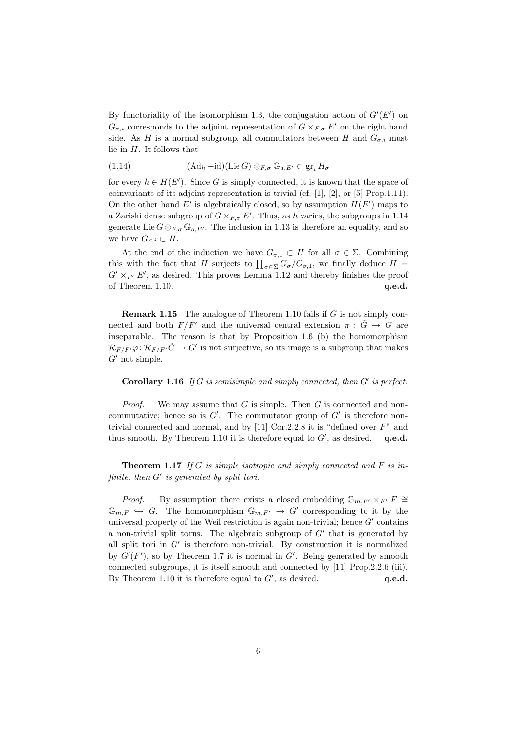By functoriality of the isomorphism 1.3, the conjugation action of $G'(E')$ on $G_{\sigma,i}$ corresponds to the adjoint representation of $G \times_{F,\sigma} E'$ on the right hand side. As $H$ is a normal subgroup, all commutators between $H$ and $G_{\sigma,i}$ must lie in $H$. It follows that

$$(\mathrm{Ad}_h - \mathrm{id})(\mathrm{Lie}\, G) \otimes_{F,\sigma} \mathbb{G}_{a,E'} \subset \mathrm{gr}_i\, H_\sigma \tag{1.14}$$

for every $h \in H(E')$. Since $G$ is simply connected, it is known that the space of coinvariants of its adjoint representation is trivial (cf. [1], [2], or [5] Prop.1.11). On the other hand $E'$ is algebraically closed, so by assumption $H(E')$ maps to a Zariski dense subgroup of $G \times_{F,\sigma} E'$. Thus, as $h$ varies, the subgroups in 1.14 generate $\mathrm{Lie}\, G \otimes_{F,\sigma} \mathbb{G}_{a,E'}$. The inclusion in 1.13 is therefore an equality, and so we have $G_{\sigma,i} \subset H$.

At the end of the induction we have $G_{\sigma,1} \subset H$ for all $\sigma \in \Sigma$. Combining this with the fact that $H$ surjects to $\prod_{\sigma \in \Sigma} G_\sigma / G_{\sigma,1}$, we finally deduce $H = G' \times_{F'} E'$, as desired. This proves Lemma 1.12 and thereby finishes the proof of Theorem 1.10. **q.e.d.**

**Remark 1.15** The analogue of Theorem 1.10 fails if $G$ is not simply connected and both $F/F'$ and the universal central extension $\pi : \tilde{G} \to G$ are inseparable. The reason is that by Proposition 1.6 (b) the homomorphism $\mathcal{R}_{F/F'}\varphi \colon \mathcal{R}_{F/F'}\tilde{G} \to G'$ is not surjective, so its image is a subgroup that makes $G'$ not simple.

**Corollary 1.16** *If $G$ is semisimple and simply connected, then $G'$ is perfect.*

*Proof.* We may assume that $G$ is simple. Then $G$ is connected and noncommutative; hence so is $G'$. The commutator group of $G'$ is therefore nontrivial connected and normal, and by [11] Cor.2.2.8 it is "defined over $F$" and thus smooth. By Theorem 1.10 it is therefore equal to $G'$, as desired. **q.e.d.**

**Theorem 1.17** *If $G$ is simple isotropic and simply connected and $F$ is infinite, then $G'$ is generated by split tori.*

*Proof.* By assumption there exists a closed embedding $\mathbb{G}_{m,F'} \times_{F'} F \cong \mathbb{G}_{m,F} \hookrightarrow G$. The homomorphism $\mathbb{G}_{m,F'} \to G'$ corresponding to it by the universal property of the Weil restriction is again non-trivial; hence $G'$ contains a non-trivial split torus. The algebraic subgroup of $G'$ that is generated by all split tori in $G'$ is therefore non-trivial. By construction it is normalized by $G'(F')$, so by Theorem 1.7 it is normal in $G'$. Being generated by smooth connected subgroups, it is itself smooth and connected by [11] Prop.2.2.6 (iii). By Theorem 1.10 it is therefore equal to $G'$, as desired. **q.e.d.**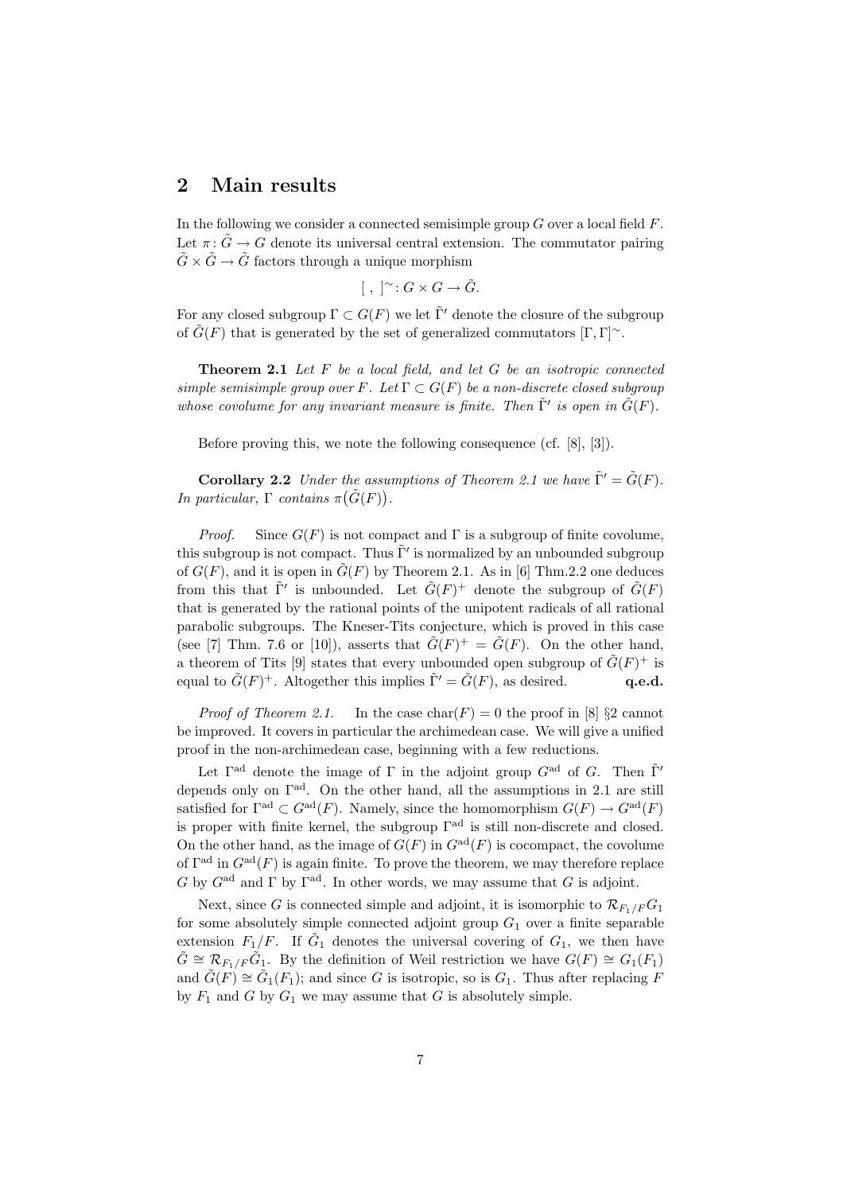## 2 Main results

In the following we consider a connected semisimple group $G$ over a local field $F$. Let $\pi\colon \tilde{G} \to G$ denote its universal central extension. The commutator pairing $\tilde{G} \times \tilde{G} \to \tilde{G}$ factors through a unique morphism

$$[\ ,\ ]^{\sim}\colon G \times G \to \tilde{G}.$$

For any closed subgroup $\Gamma \subset G(F)$ we let $\tilde{\Gamma}'$ denote the closure of the subgroup of $\tilde{G}(F)$ that is generated by the set of generalized commutators $[\Gamma, \Gamma]^{\sim}$.

**Theorem 2.1** *Let $F$ be a local field, and let $G$ be an isotropic connected simple semisimple group over $F$. Let $\Gamma \subset G(F)$ be a non-discrete closed subgroup whose covolume for any invariant measure is finite. Then $\tilde{\Gamma}'$ is open in $\tilde{G}(F)$.*

Before proving this, we note the following consequence (cf. [8], [3]).

**Corollary 2.2** *Under the assumptions of Theorem 2.1 we have $\tilde{\Gamma}' = \tilde{G}(F)$. In particular, $\Gamma$ contains $\pi\big(\tilde{G}(F)\big)$.*

*Proof.* Since $G(F)$ is not compact and $\Gamma$ is a subgroup of finite covolume, this subgroup is not compact. Thus $\tilde{\Gamma}'$ is normalized by an unbounded subgroup of $G(F)$, and it is open in $\tilde{G}(F)$ by Theorem 2.1. As in [6] Thm.2.2 one deduces from this that $\tilde{\Gamma}'$ is unbounded. Let $\tilde{G}(F)^+$ denote the subgroup of $\tilde{G}(F)$ that is generated by the rational points of the unipotent radicals of all rational parabolic subgroups. The Kneser-Tits conjecture, which is proved in this case (see [7] Thm. 7.6 or [10]), asserts that $\tilde{G}(F)^+ = \tilde{G}(F)$. On the other hand, a theorem of Tits [9] states that every unbounded open subgroup of $\tilde{G}(F)^+$ is equal to $\tilde{G}(F)^+$. Altogether this implies $\tilde{\Gamma}' = \tilde{G}(F)$, as desired. **q.e.d.**

*Proof of Theorem 2.1.* In the case $\mathrm{char}(F) = 0$ the proof in [8] §2 cannot be improved. It covers in particular the archimedean case. We will give a unified proof in the non-archimedean case, beginning with a few reductions.

Let $\Gamma^{\mathrm{ad}}$ denote the image of $\Gamma$ in the adjoint group $G^{\mathrm{ad}}$ of $G$. Then $\tilde{\Gamma}'$ depends only on $\Gamma^{\mathrm{ad}}$. On the other hand, all the assumptions in 2.1 are still satisfied for $\Gamma^{\mathrm{ad}} \subset G^{\mathrm{ad}}(F)$. Namely, since the homomorphism $G(F) \to G^{\mathrm{ad}}(F)$ is proper with finite kernel, the subgroup $\Gamma^{\mathrm{ad}}$ is still non-discrete and closed. On the other hand, as the image of $G(F)$ in $G^{\mathrm{ad}}(F)$ is cocompact, the covolume of $\Gamma^{\mathrm{ad}}$ in $G^{\mathrm{ad}}(F)$ is again finite. To prove the theorem, we may therefore replace $G$ by $G^{\mathrm{ad}}$ and $\Gamma$ by $\Gamma^{\mathrm{ad}}$. In other words, we may assume that $G$ is adjoint.

Next, since $G$ is connected simple and adjoint, it is isomorphic to $\mathcal{R}_{F_1/F}G_1$ for some absolutely simple connected adjoint group $G_1$ over a finite separable extension $F_1/F$. If $\tilde{G}_1$ denotes the universal covering of $G_1$, we then have $\tilde{G} \cong \mathcal{R}_{F_1/F}\tilde{G}_1$. By the definition of Weil restriction we have $G(F) \cong G_1(F_1)$ and $\tilde{G}(F) \cong \tilde{G}_1(F_1)$; and since $G$ is isotropic, so is $G_1$. Thus after replacing $F$ by $F_1$ and $G$ by $G_1$ we may assume that $G$ is absolutely simple.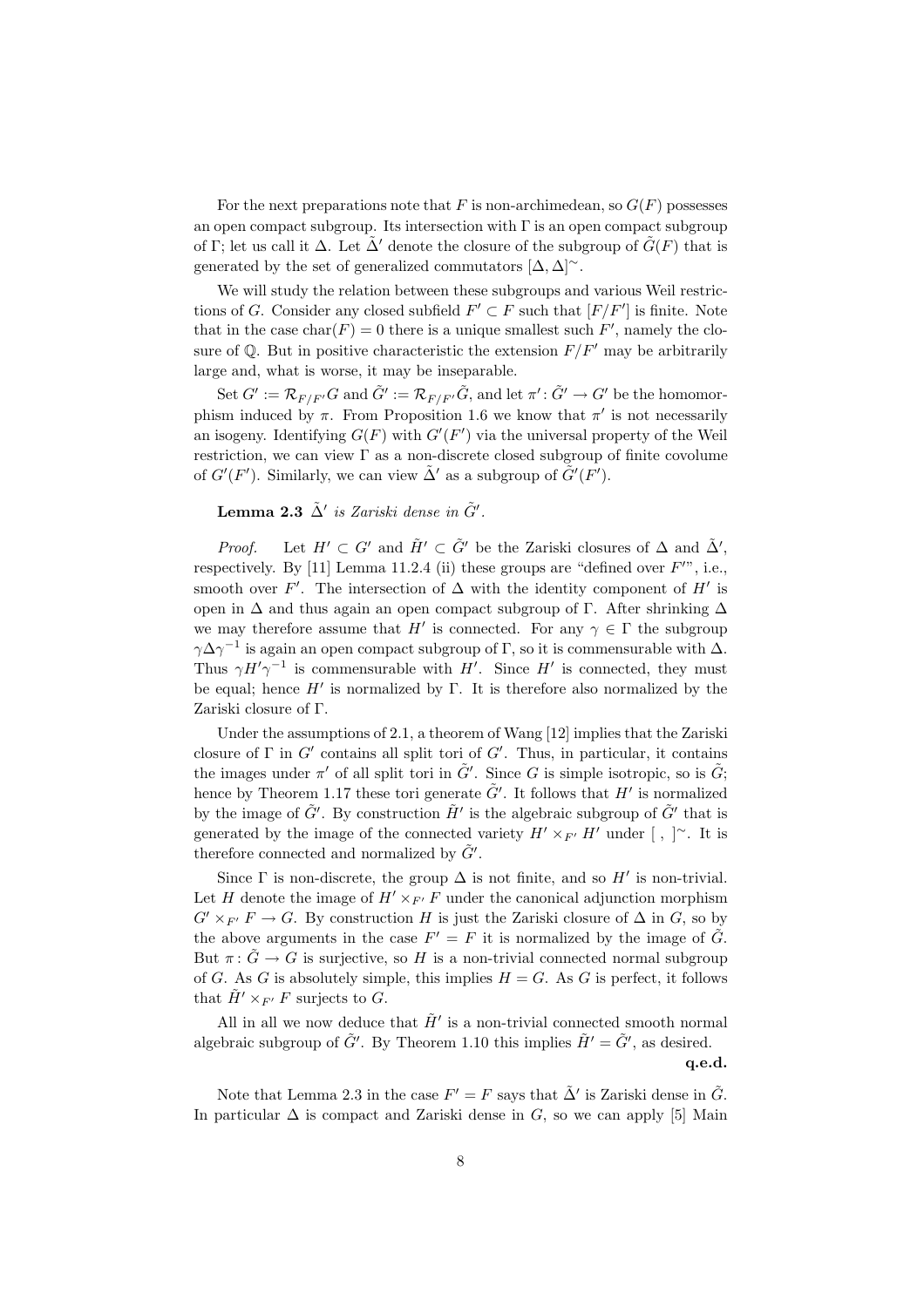For the next preparations note that $F$ is non-archimedean, so $G(F)$ possesses an open compact subgroup. Its intersection with $\Gamma$ is an open compact subgroup of $\Gamma$; let us call it $\Delta$. Let $\tilde{\Delta}'$ denote the closure of the subgroup of $\tilde{G}(F)$ that is generated by the set of generalized commutators $[\Delta, \Delta]^{\sim}$.

We will study the relation between these subgroups and various Weil restrictions of $G$. Consider any closed subfield $F' \subset F$ such that $[F/F']$ is finite. Note that in the case $\mathrm{char}(F) = 0$ there is a unique smallest such $F'$, namely the closure of $\mathbb{Q}$. But in positive characteristic the extension $F/F'$ may be arbitrarily large and, what is worse, it may be inseparable.

Set $G' := \mathcal{R}_{F/F'}G$ and $\tilde{G}' := \mathcal{R}_{F/F'}\tilde{G}$, and let $\pi' \colon \tilde{G}' \to G'$ be the homomorphism induced by $\pi$. From Proposition 1.6 we know that $\pi'$ is not necessarily an isogeny. Identifying $G(F)$ with $G'(F')$ via the universal property of the Weil restriction, we can view $\Gamma$ as a non-discrete closed subgroup of finite covolume of $G'(F')$. Similarly, we can view $\tilde{\Delta}'$ as a subgroup of $\tilde{G}'(F')$.

**Lemma 2.3** *$\tilde{\Delta}'$ is Zariski dense in $\tilde{G}'$.*

*Proof.* Let $H' \subset G'$ and $\tilde{H}' \subset \tilde{G}'$ be the Zariski closures of $\Delta$ and $\tilde{\Delta}'$, respectively. By [11] Lemma 11.2.4 (ii) these groups are "defined over $F'$", i.e., smooth over $F'$. The intersection of $\Delta$ with the identity component of $H'$ is open in $\Delta$ and thus again an open compact subgroup of $\Gamma$. After shrinking $\Delta$ we may therefore assume that $H'$ is connected. For any $\gamma \in \Gamma$ the subgroup $\gamma\Delta\gamma^{-1}$ is again an open compact subgroup of $\Gamma$, so it is commensurable with $\Delta$. Thus $\gamma H'\gamma^{-1}$ is commensurable with $H'$. Since $H'$ is connected, they must be equal; hence $H'$ is normalized by $\Gamma$. It is therefore also normalized by the Zariski closure of $\Gamma$.

Under the assumptions of 2.1, a theorem of Wang [12] implies that the Zariski closure of $\Gamma$ in $G'$ contains all split tori of $G'$. Thus, in particular, it contains the images under $\pi'$ of all split tori in $\tilde{G}'$. Since $G$ is simple isotropic, so is $\tilde{G}$; hence by Theorem 1.17 these tori generate $\tilde{G}'$. It follows that $H'$ is normalized by the image of $\tilde{G}'$. By construction $\tilde{H}'$ is the algebraic subgroup of $\tilde{G}'$ that is generated by the image of the connected variety $H' \times_{F'} H'$ under $[\ ,\ ]^{\sim}$. It is therefore connected and normalized by $\tilde{G}'$.

Since $\Gamma$ is non-discrete, the group $\Delta$ is not finite, and so $H'$ is non-trivial. Let $H$ denote the image of $H' \times_{F'} F$ under the canonical adjunction morphism $G' \times_{F'} F \to G$. By construction $H$ is just the Zariski closure of $\Delta$ in $G$, so by the above arguments in the case $F' = F$ it is normalized by the image of $\tilde{G}$. But $\pi \colon \tilde{G} \to G$ is surjective, so $H$ is a non-trivial connected normal subgroup of $G$. As $G$ is absolutely simple, this implies $H = G$. As $G$ is perfect, it follows that $\tilde{H}' \times_{F'} F$ surjects to $G$.

All in all we now deduce that $\tilde{H}'$ is a non-trivial connected smooth normal algebraic subgroup of $\tilde{G}'$. By Theorem 1.10 this implies $\tilde{H}' = \tilde{G}'$, as desired.

**q.e.d.**

Note that Lemma 2.3 in the case $F' = F$ says that $\tilde{\Delta}'$ is Zariski dense in $\tilde{G}$. In particular $\Delta$ is compact and Zariski dense in $G$, so we can apply [5] Main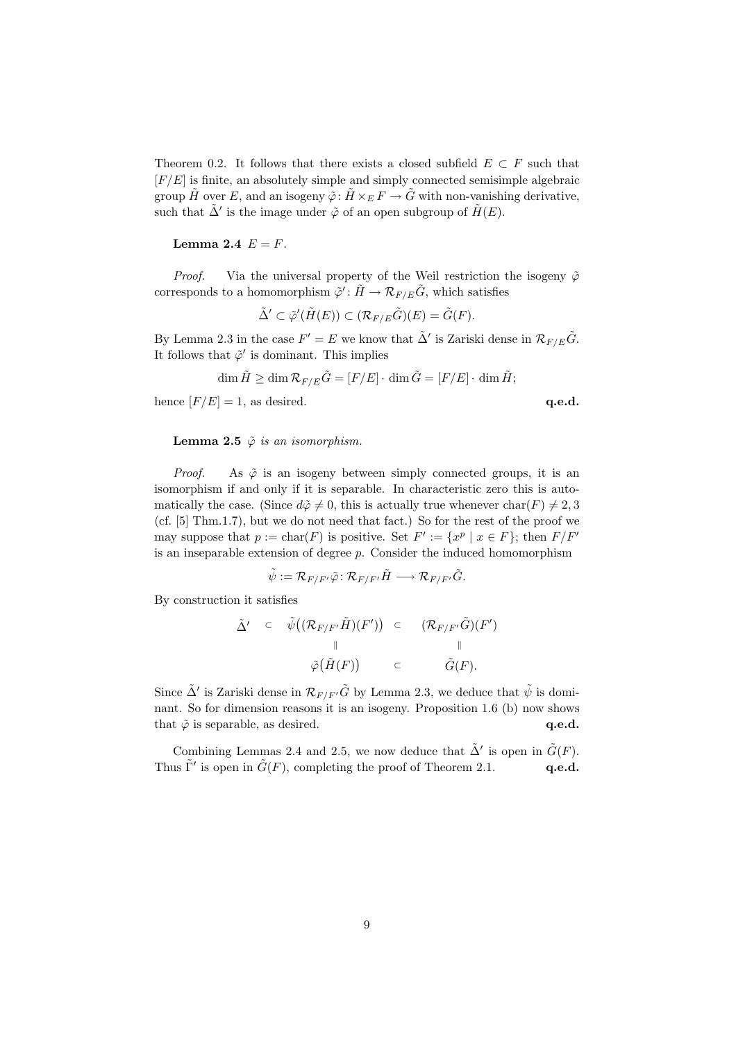Theorem 0.2. It follows that there exists a closed subfield $E \subset F$ such that $[F/E]$ is finite, an absolutely simple and simply connected semisimple algebraic group $\tilde{H}$ over $E$, and an isogeny $\tilde{\varphi}\colon \tilde{H} \times_E F \to \tilde{G}$ with non-vanishing derivative, such that $\tilde{\Delta}'$ is the image under $\tilde{\varphi}$ of an open subgroup of $\tilde{H}(E)$.

**Lemma 2.4** $E = F$.

*Proof.* Via the universal property of the Weil restriction the isogeny $\tilde{\varphi}$ corresponds to a homomorphism $\tilde{\varphi}'\colon \tilde{H} \to \mathcal{R}_{F/E}\tilde{G}$, which satisfies

$$\tilde{\Delta}' \subset \tilde{\varphi}'(\tilde{H}(E)) \subset (\mathcal{R}_{F/E}\tilde{G})(E) = \tilde{G}(F).$$

By Lemma 2.3 in the case $F' = E$ we know that $\tilde{\Delta}'$ is Zariski dense in $\mathcal{R}_{F/E}\tilde{G}$. It follows that $\tilde{\varphi}'$ is dominant. This implies

$$\dim \tilde{H} \geq \dim \mathcal{R}_{F/E}\tilde{G} = [F/E] \cdot \dim \tilde{G} = [F/E] \cdot \dim \tilde{H};$$

hence $[F/E] = 1$, as desired. **q.e.d.**

**Lemma 2.5** *$\tilde{\varphi}$ is an isomorphism.*

*Proof.* As $\tilde{\varphi}$ is an isogeny between simply connected groups, it is an isomorphism if and only if it is separable. In characteristic zero this is automatically the case. (Since $d\tilde{\varphi} \neq 0$, this is actually true whenever $\text{char}(F) \neq 2, 3$ (cf. [5] Thm.1.7), but we do not need that fact.) So for the rest of the proof we may suppose that $p := \text{char}(F)$ is positive. Set $F' := \{x^p \mid x \in F\}$; then $F/F'$ is an inseparable extension of degree $p$. Consider the induced homomorphism

$$\tilde{\psi} := \mathcal{R}_{F/F'}\tilde{\varphi}\colon \mathcal{R}_{F/F'}\tilde{H} \longrightarrow \mathcal{R}_{F/F'}\tilde{G}.$$

By construction it satisfies

$$\begin{array}{ccccc} \tilde{\Delta}' & \subset & \tilde{\psi}\big((\mathcal{R}_{F/F'}\tilde{H})(F')\big) & \subset & (\mathcal{R}_{F/F'}\tilde{G})(F') \\ & & \| & & \| \\ & & \tilde{\varphi}\big(\tilde{H}(F)\big) & \subset & \tilde{G}(F). \end{array}$$

Since $\tilde{\Delta}'$ is Zariski dense in $\mathcal{R}_{F/F'}\tilde{G}$ by Lemma 2.3, we deduce that $\tilde{\psi}$ is dominant. So for dimension reasons it is an isogeny. Proposition 1.6 (b) now shows that $\tilde{\varphi}$ is separable, as desired. **q.e.d.**

Combining Lemmas 2.4 and 2.5, we now deduce that $\tilde{\Delta}'$ is open in $\tilde{G}(F)$. Thus $\tilde{\Gamma}'$ is open in $\tilde{G}(F)$, completing the proof of Theorem 2.1. **q.e.d.**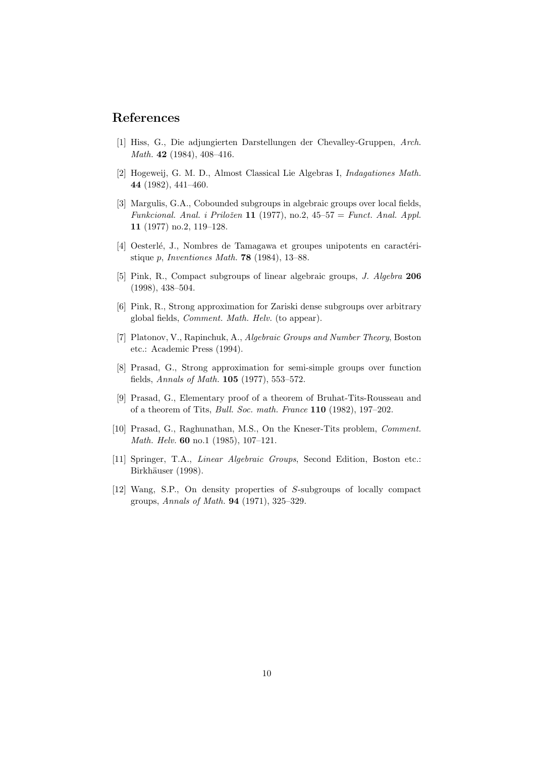## References

[1] Hiss, G., Die adjungierten Darstellungen der Chevalley-Gruppen, *Arch. Math.* **42** (1984), 408–416.

[2] Hogeweij, G. M. D., Almost Classical Lie Algebras I, *Indagationes Math.* **44** (1982), 441–460.

[3] Margulis, G.A., Cobounded subgroups in algebraic groups over local fields, *Funkcional. Anal. i Priložen* **11** (1977), no.2, 45–57 = *Funct. Anal. Appl.* **11** (1977) no.2, 119–128.

[4] Oesterlé, J., Nombres de Tamagawa et groupes unipotents en caractéristique $p$, *Inventiones Math.* **78** (1984), 13–88.

[5] Pink, R., Compact subgroups of linear algebraic groups, *J. Algebra* **206** (1998), 438–504.

[6] Pink, R., Strong approximation for Zariski dense subgroups over arbitrary global fields, *Comment. Math. Helv.* (to appear).

[7] Platonov, V., Rapinchuk, A., *Algebraic Groups and Number Theory*, Boston etc.: Academic Press (1994).

[8] Prasad, G., Strong approximation for semi-simple groups over function fields, *Annals of Math.* **105** (1977), 553–572.

[9] Prasad, G., Elementary proof of a theorem of Bruhat-Tits-Rousseau and of a theorem of Tits, *Bull. Soc. math. France* **110** (1982), 197–202.

[10] Prasad, G., Raghunathan, M.S., On the Kneser-Tits problem, *Comment. Math. Helv.* **60** no.1 (1985), 107–121.

[11] Springer, T.A., *Linear Algebraic Groups*, Second Edition, Boston etc.: Birkhäuser (1998).

[12] Wang, S.P., On density properties of $S$-subgroups of locally compact groups, *Annals of Math.* **94** (1971), 325–329.